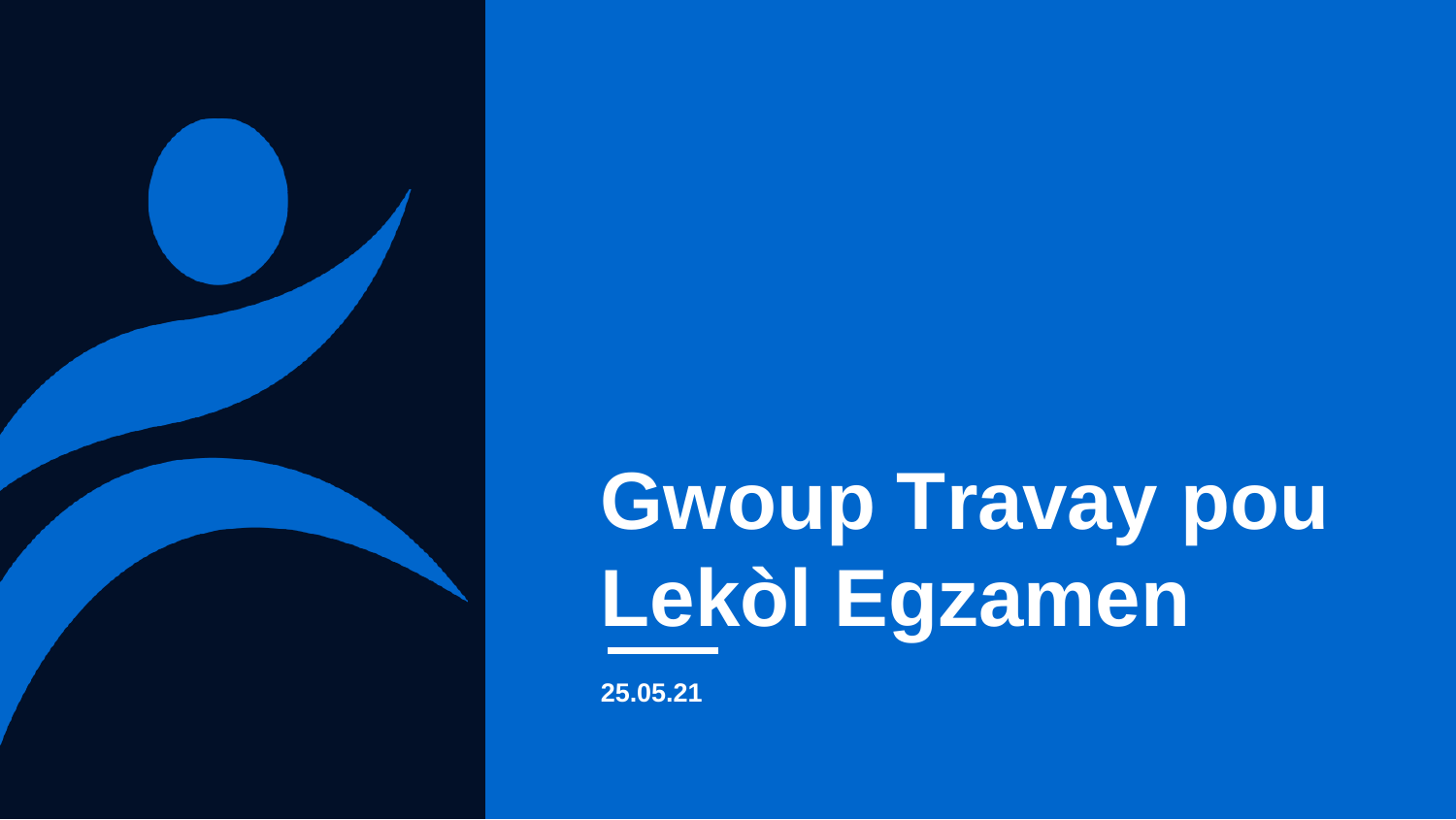# Gwoup Travay pou Lekòl Egzamen

25.05.21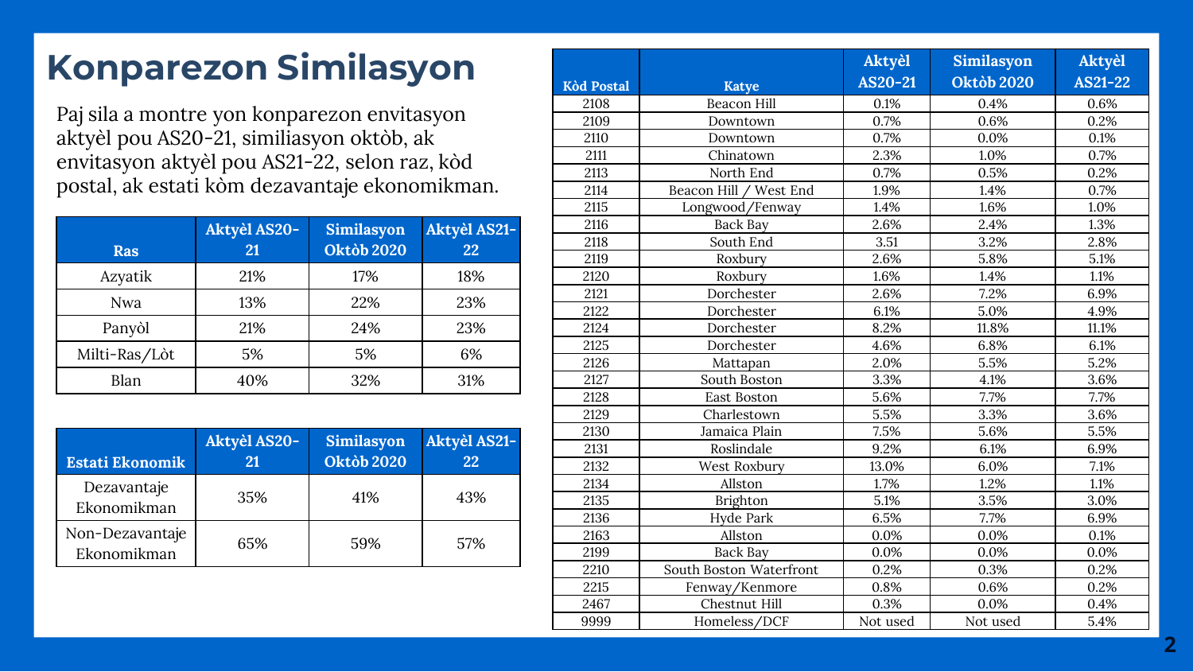# Konparezon Similasyon

Paj sila a montre yon konparezon envitasyon aktyèl pou AS20-21, similiasyon oktòb, ak envitasyon aktyèl pou AS21-22, selon raz, kòd postal, ak estati kòm dezavantaje ekonomikman.

| Ras | Aktyèl AS20-21 | Similasyon Oktòb 2020 | Aktyèl AS21-22 |
|---|---|---|---|
| Azyatik | 21% | 17% | 18% |
| Nwa | 13% | 22% | 23% |
| Panyòl | 21% | 24% | 23% |
| Milti-Ras/Lòt | 5% | 5% | 6% |
| Blan | 40% | 32% | 31% |

| Estati Ekonomik | Aktyèl AS20-21 | Similasyon Oktòb 2020 | Aktyèl AS21-22 |
|---|---|---|---|
| Dezavantaje Ekonomikman | 35% | 41% | 43% |
| Non-Dezavantaje Ekonomikman | 65% | 59% | 57% |

| Kòd Postal | Katye | Aktyèl AS20-21 | Similasyon Oktòb 2020 | Aktyèl AS21-22 |
|---|---|---|---|---|
| 2108 | Beacon Hill | 0.1% | 0.4% | 0.6% |
| 2109 | Downtown | 0.7% | 0.6% | 0.2% |
| 2110 | Downtown | 0.7% | 0.0% | 0.1% |
| 2111 | Chinatown | 2.3% | 1.0% | 0.7% |
| 2113 | North End | 0.7% | 0.5% | 0.2% |
| 2114 | Beacon Hill / West End | 1.9% | 1.4% | 0.7% |
| 2115 | Longwood/Fenway | 1.4% | 1.6% | 1.0% |
| 2116 | Back Bay | 2.6% | 2.4% | 1.3% |
| 2118 | South End | 3.51 | 3.2% | 2.8% |
| 2119 | Roxbury | 2.6% | 5.8% | 5.1% |
| 2120 | Roxbury | 1.6% | 1.4% | 1.1% |
| 2121 | Dorchester | 2.6% | 7.2% | 6.9% |
| 2122 | Dorchester | 6.1% | 5.0% | 4.9% |
| 2124 | Dorchester | 8.2% | 11.8% | 11.1% |
| 2125 | Dorchester | 4.6% | 6.8% | 6.1% |
| 2126 | Mattapan | 2.0% | 5.5% | 5.2% |
| 2127 | South Boston | 3.3% | 4.1% | 3.6% |
| 2128 | East Boston | 5.6% | 7.7% | 7.7% |
| 2129 | Charlestown | 5.5% | 3.3% | 3.6% |
| 2130 | Jamaica Plain | 7.5% | 5.6% | 5.5% |
| 2131 | Roslindale | 9.2% | 6.1% | 6.9% |
| 2132 | West Roxbury | 13.0% | 6.0% | 7.1% |
| 2134 | Allston | 1.7% | 1.2% | 1.1% |
| 2135 | Brighton | 5.1% | 3.5% | 3.0% |
| 2136 | Hyde Park | 6.5% | 7.7% | 6.9% |
| 2163 | Allston | 0.0% | 0.0% | 0.1% |
| 2199 | Back Bay | 0.0% | 0.0% | 0.0% |
| 2210 | South Boston Waterfront | 0.2% | 0.3% | 0.2% |
| 2215 | Fenway/Kenmore | 0.8% | 0.6% | 0.2% |
| 2467 | Chestnut Hill | 0.3% | 0.0% | 0.4% |
| 9999 | Homeless/DCF | Not used | Not used | 5.4% |